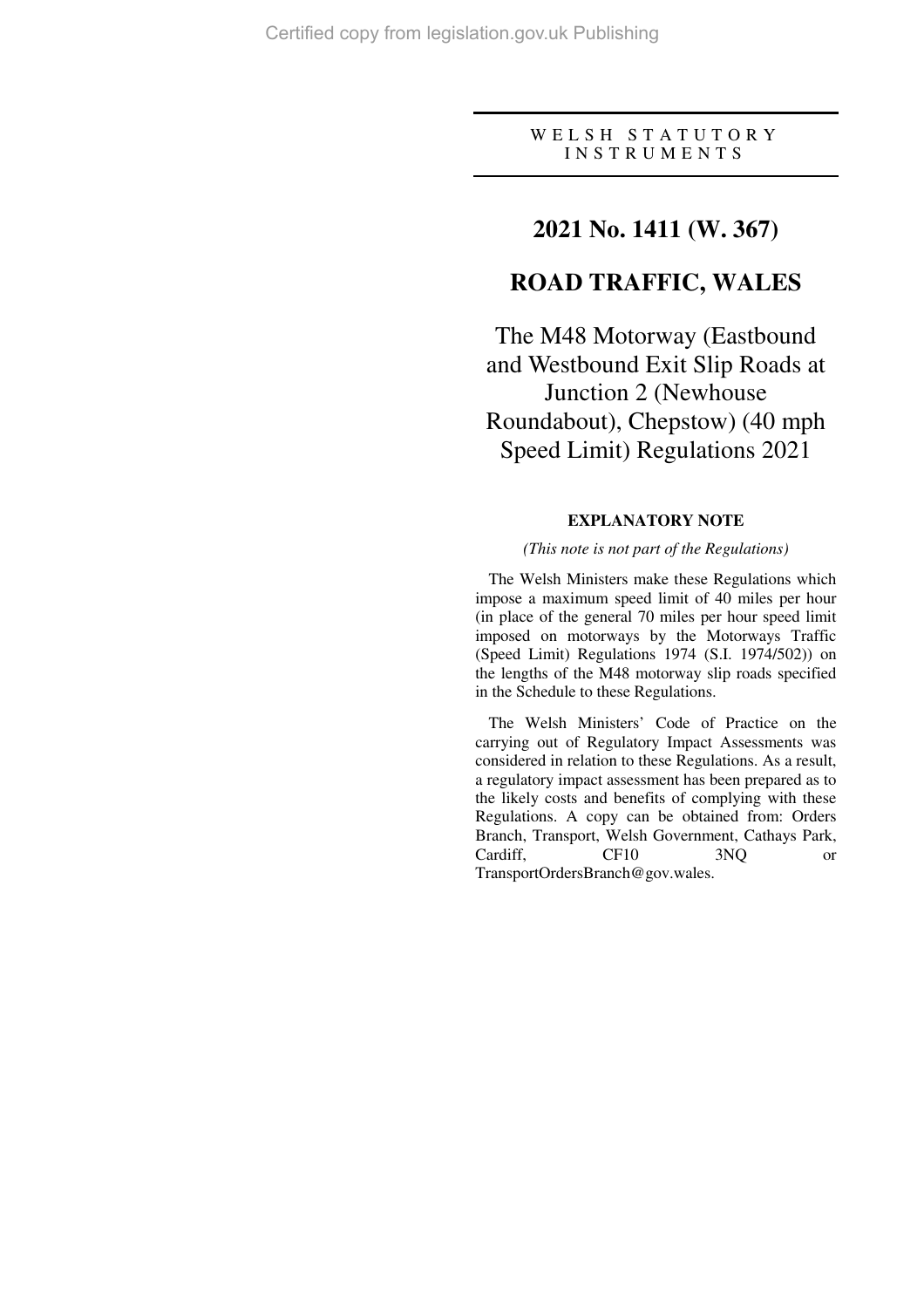WELSH STATUTORY INSTRUMENTS

# 2021 No. 1411 (W. 367)

# ROAD TRAFFIC, WALES

## The M48 Motorway (Eastbound and Westbound Exit Slip Roads at Junction 2 (Newhouse Roundabout), Chepstow) (40 mph Speed Limit) Regulations 2021

### EXPLANATORY NOTE

*(This note is not part of the Regulations)*

The Welsh Ministers make these Regulations which impose a maximum speed limit of 40 miles per hour (in place of the general 70 miles per hour speed limit imposed on motorways by the Motorways Traffic (Speed Limit) Regulations 1974 (S.I. 1974/502)) on the lengths of the M48 motorway slip roads specified in the Schedule to these Regulations.

The Welsh Ministers' Code of Practice on the carrying out of Regulatory Impact Assessments was considered in relation to these Regulations. As a result, a regulatory impact assessment has been prepared as to the likely costs and benefits of complying with these Regulations. A copy can be obtained from: Orders Branch, Transport, Welsh Government, Cathays Park, Cardiff, CF10 3NQ or TransportOrdersBranch@gov.wales.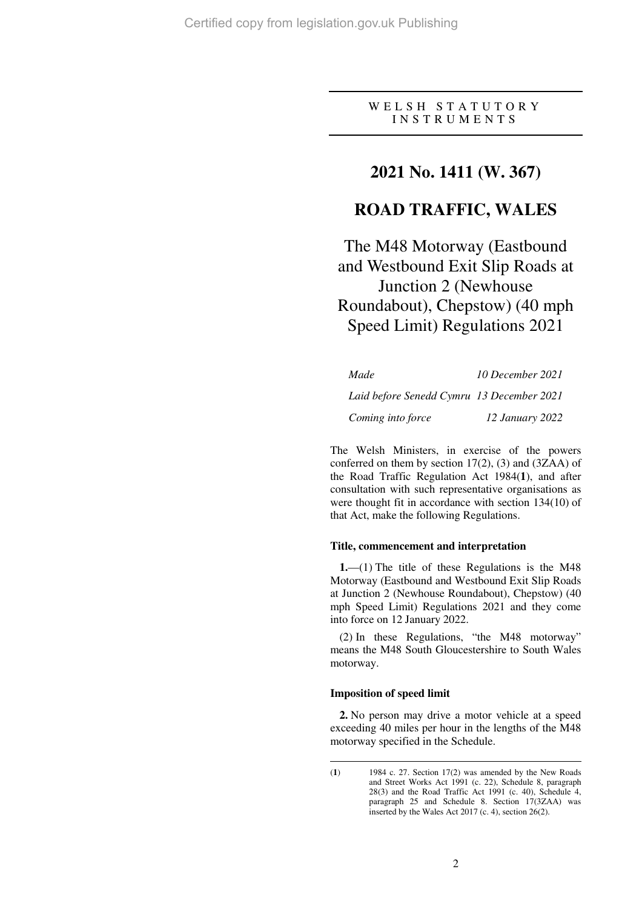W E L S H   S T A T U T O R Y
I N S T R U M E N T S

# 2021 No. 1411 (W. 367)

# ROAD TRAFFIC, WALES

## The M48 Motorway (Eastbound and Westbound Exit Slip Roads at Junction 2 (Newhouse Roundabout), Chepstow) (40 mph Speed Limit) Regulations 2021

| | |
|---|---|
| *Made* | *10 December 2021* |
| *Laid before Senedd Cymru* | *13 December 2021* |
| *Coming into force* | *12 January 2022* |

The Welsh Ministers, in exercise of the powers conferred on them by section 17(2), (3) and (3ZAA) of the Road Traffic Regulation Act 1984(**1**), and after consultation with such representative organisations as were thought fit in accordance with section 134(10) of that Act, make the following Regulations.

### Title, commencement and interpretation

**1.**—(1) The title of these Regulations is the M48 Motorway (Eastbound and Westbound Exit Slip Roads at Junction 2 (Newhouse Roundabout), Chepstow) (40 mph Speed Limit) Regulations 2021 and they come into force on 12 January 2022.

(2) In these Regulations, "the M48 motorway" means the M48 South Gloucestershire to South Wales motorway.

### Imposition of speed limit

**2.** No person may drive a motor vehicle at a speed exceeding 40 miles per hour in the lengths of the M48 motorway specified in the Schedule.

---

(**1**) 1984 c. 27. Section 17(2) was amended by the New Roads and Street Works Act 1991 (c. 22), Schedule 8, paragraph 28(3) and the Road Traffic Act 1991 (c. 40), Schedule 4, paragraph 25 and Schedule 8. Section 17(3ZAA) was inserted by the Wales Act 2017 (c. 4), section 26(2).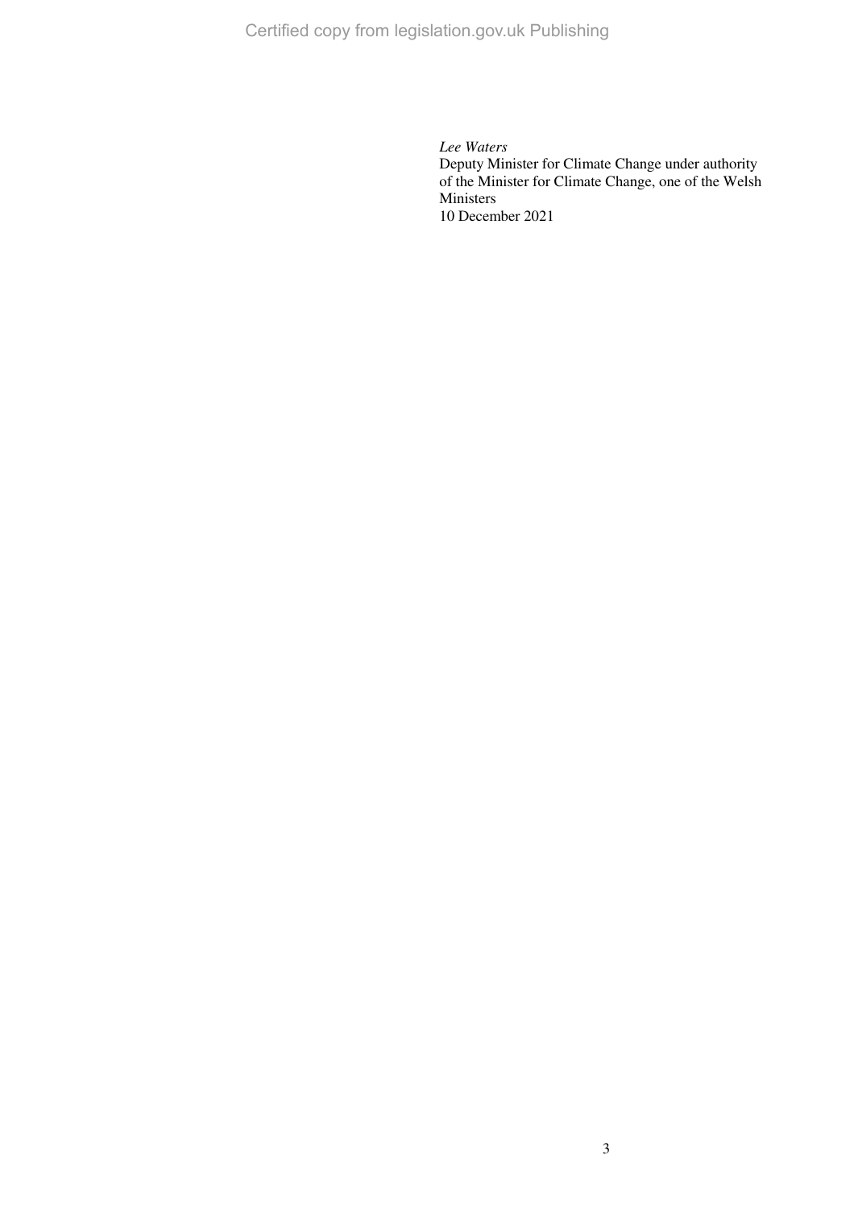*Lee Waters*
Deputy Minister for Climate Change under authority of the Minister for Climate Change, one of the Welsh Ministers
10 December 2021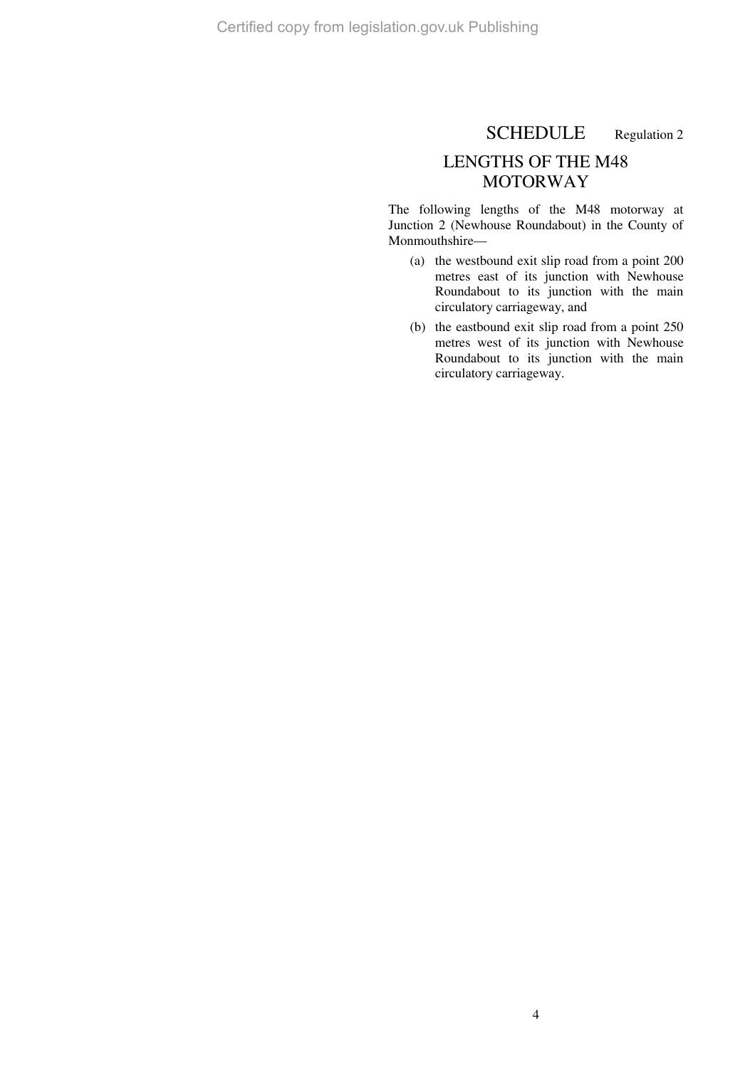# SCHEDULE

Regulation 2

## LENGTHS OF THE M48 MOTORWAY

The following lengths of the M48 motorway at Junction 2 (Newhouse Roundabout) in the County of Monmouthshire—

(a) the westbound exit slip road from a point 200 metres east of its junction with Newhouse Roundabout to its junction with the main circulatory carriageway, and

(b) the eastbound exit slip road from a point 250 metres west of its junction with Newhouse Roundabout to its junction with the main circulatory carriageway.